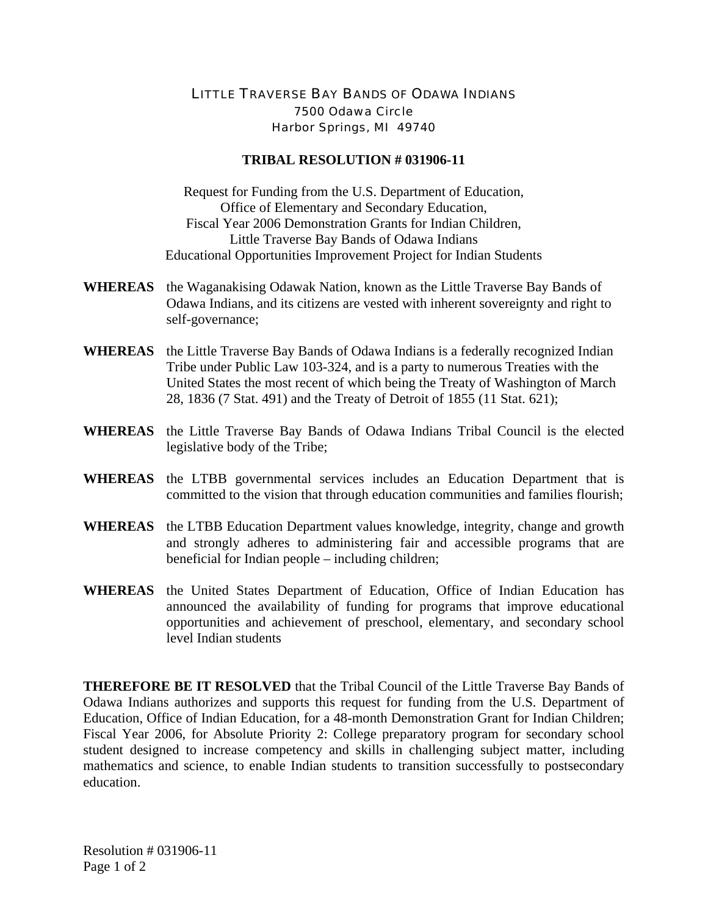LITTLE TRAVERSE BAY BANDS OF ODAWA INDIANS
7500 Odawa Circle
Harbor Springs, MI 49740

**TRIBAL RESOLUTION # 031906-11**

Request for Funding from the U.S. Department of Education,
Office of Elementary and Secondary Education,
Fiscal Year 2006 Demonstration Grants for Indian Children,
Little Traverse Bay Bands of Odawa Indians
Educational Opportunities Improvement Project for Indian Students

**WHEREAS** the Waganakising Odawak Nation, known as the Little Traverse Bay Bands of Odawa Indians, and its citizens are vested with inherent sovereignty and right to self-governance;

**WHEREAS** the Little Traverse Bay Bands of Odawa Indians is a federally recognized Indian Tribe under Public Law 103-324, and is a party to numerous Treaties with the United States the most recent of which being the Treaty of Washington of March 28, 1836 (7 Stat. 491) and the Treaty of Detroit of 1855 (11 Stat. 621);

**WHEREAS** the Little Traverse Bay Bands of Odawa Indians Tribal Council is the elected legislative body of the Tribe;

**WHEREAS** the LTBB governmental services includes an Education Department that is committed to the vision that through education communities and families flourish;

**WHEREAS** the LTBB Education Department values knowledge, integrity, change and growth and strongly adheres to administering fair and accessible programs that are beneficial for Indian people – including children;

**WHEREAS** the United States Department of Education, Office of Indian Education has announced the availability of funding for programs that improve educational opportunities and achievement of preschool, elementary, and secondary school level Indian students

**THEREFORE BE IT RESOLVED** that the Tribal Council of the Little Traverse Bay Bands of Odawa Indians authorizes and supports this request for funding from the U.S. Department of Education, Office of Indian Education, for a 48-month Demonstration Grant for Indian Children; Fiscal Year 2006, for Absolute Priority 2: College preparatory program for secondary school student designed to increase competency and skills in challenging subject matter, including mathematics and science, to enable Indian students to transition successfully to postsecondary education.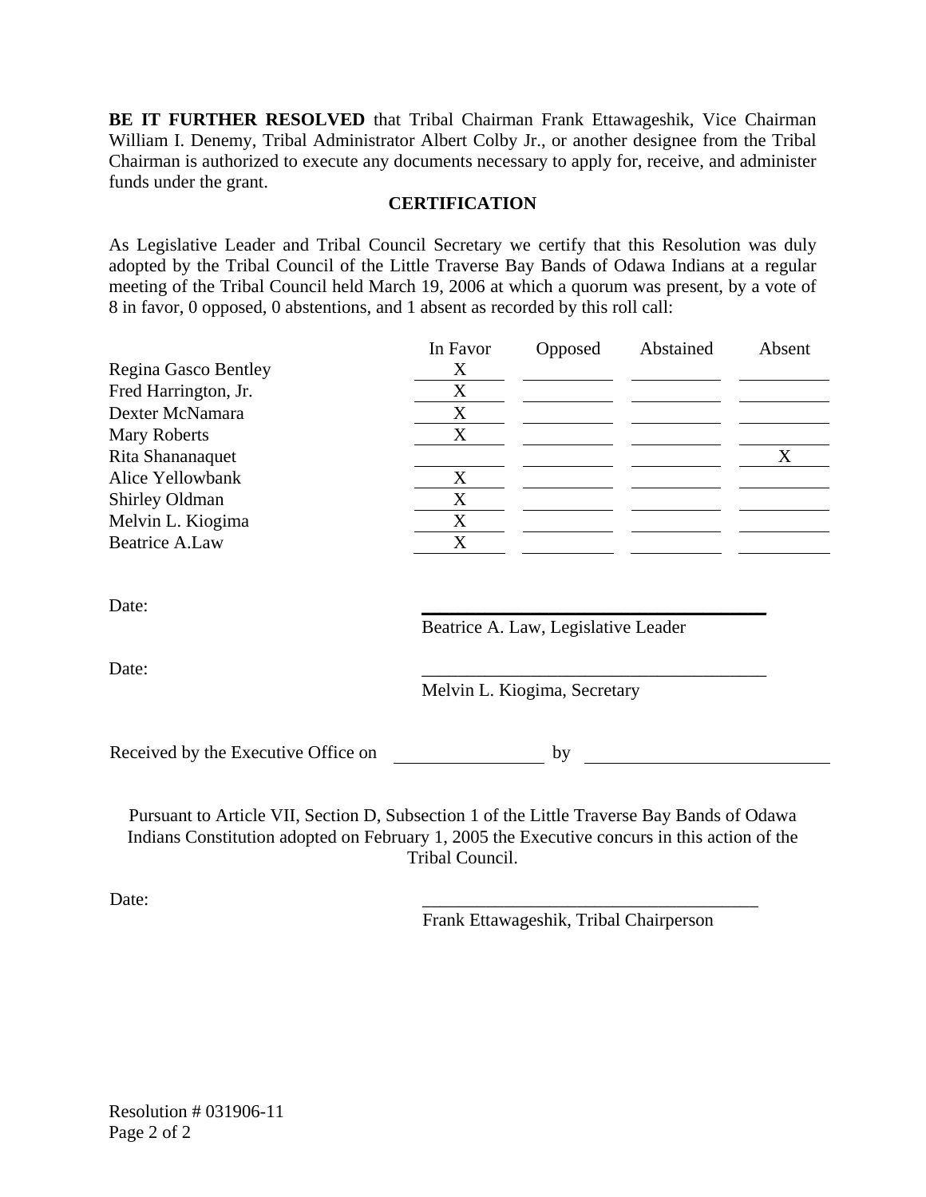**BE IT FURTHER RESOLVED** that Tribal Chairman Frank Ettawageshik, Vice Chairman William I. Denemy, Tribal Administrator Albert Colby Jr., or another designee from the Tribal Chairman is authorized to execute any documents necessary to apply for, receive, and administer funds under the grant.

**CERTIFICATION**

As Legislative Leader and Tribal Council Secretary we certify that this Resolution was duly adopted by the Tribal Council of the Little Traverse Bay Bands of Odawa Indians at a regular meeting of the Tribal Council held March 19, 2006 at which a quorum was present, by a vote of 8 in favor, 0 opposed, 0 abstentions, and 1 absent as recorded by this roll call:

| | In Favor | Opposed | Abstained | Absent |
|---|---|---|---|---|
| Regina Gasco Bentley | X | | | |
| Fred Harrington, Jr. | X | | | |
| Dexter McNamara | X | | | |
| Mary Roberts | X | | | |
| Rita Shananaquet | | | | X |
| Alice Yellowbank | X | | | |
| Shirley Oldman | X | | | |
| Melvin L. Kiogima | X | | | |
| Beatrice A.Law | X | | | |

Date: \_\_\_\_\_\_\_\_\_\_\_\_\_\_\_\_\_\_\_\_\_\_\_\_\_\_\_\_\_\_\_\_\_\_\_\_\_\_
Beatrice A. Law, Legislative Leader

Date: \_\_\_\_\_\_\_\_\_\_\_\_\_\_\_\_\_\_\_\_\_\_\_\_\_\_\_\_\_\_\_\_\_\_\_\_\_\_
Melvin L. Kiogima, Secretary

Received by the Executive Office on \_\_\_\_\_\_\_\_\_\_\_\_\_\_\_\_ by \_\_\_\_\_\_\_\_\_\_\_\_\_\_\_\_\_\_\_\_\_\_\_\_\_\_

Pursuant to Article VII, Section D, Subsection 1 of the Little Traverse Bay Bands of Odawa Indians Constitution adopted on February 1, 2005 the Executive concurs in this action of the Tribal Council.

Date: \_\_\_\_\_\_\_\_\_\_\_\_\_\_\_\_\_\_\_\_\_\_\_\_\_\_\_\_\_\_\_\_\_\_\_\_\_\_
Frank Ettawageshik, Tribal Chairperson

Resolution # 031906-11